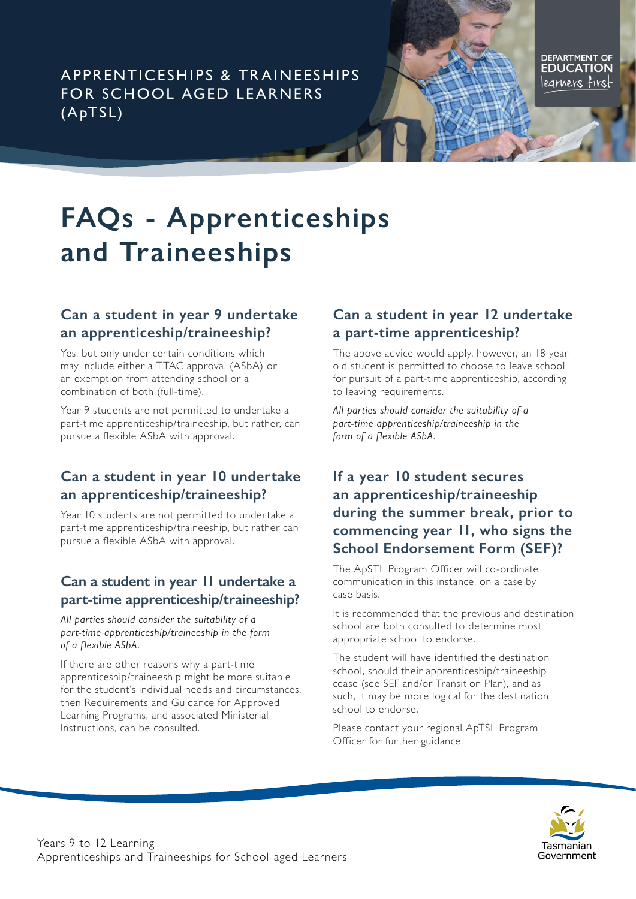APPRENTICESHIPS & TRAINEESHIPS FOR SCHOOL AGED LEARNERS (ApTSL)

# FAQs - Apprenticeships and Traineeships

## Can a student in year 9 undertake an apprenticeship/traineeship?

Yes, but only under certain conditions which may include either a TTAC approval (ASbA) or an exemption from attending school or a combination of both (full-time).

Year 9 students are not permitted to undertake a part-time apprenticeship/traineeship, but rather, can pursue a flexible ASbA with approval.

## Can a student in year 10 undertake an apprenticeship/traineeship?

Year 10 students are not permitted to undertake a part-time apprenticeship/traineeship, but rather can pursue a flexible ASbA with approval.

## Can a student in year 11 undertake a part-time apprenticeship/traineeship?

*All parties should consider the suitability of a part-time apprenticeship/traineeship in the form of a flexible ASbA.*

If there are other reasons why a part-time apprenticeship/traineeship might be more suitable for the student's individual needs and circumstances, then Requirements and Guidance for Approved Learning Programs, and associated Ministerial Instructions, can be consulted.

## Can a student in year 12 undertake a part-time apprenticeship?

The above advice would apply, however, an 18 year old student is permitted to choose to leave school for pursuit of a part-time apprenticeship, according to leaving requirements.

*All parties should consider the suitability of a part-time apprenticeship/traineeship in the form of a flexible ASbA.*

## If a year 10 student secures an apprenticeship/traineeship during the summer break, prior to commencing year 11, who signs the School Endorsement Form (SEF)?

The ApSTL Program Officer will co-ordinate communication in this instance, on a case by case basis.

It is recommended that the previous and destination school are both consulted to determine most appropriate school to endorse.

The student will have identified the destination school, should their apprenticeship/traineeship cease (see SEF and/or Transition Plan), and as such, it may be more logical for the destination school to endorse.

Please contact your regional ApTSL Program Officer for further guidance.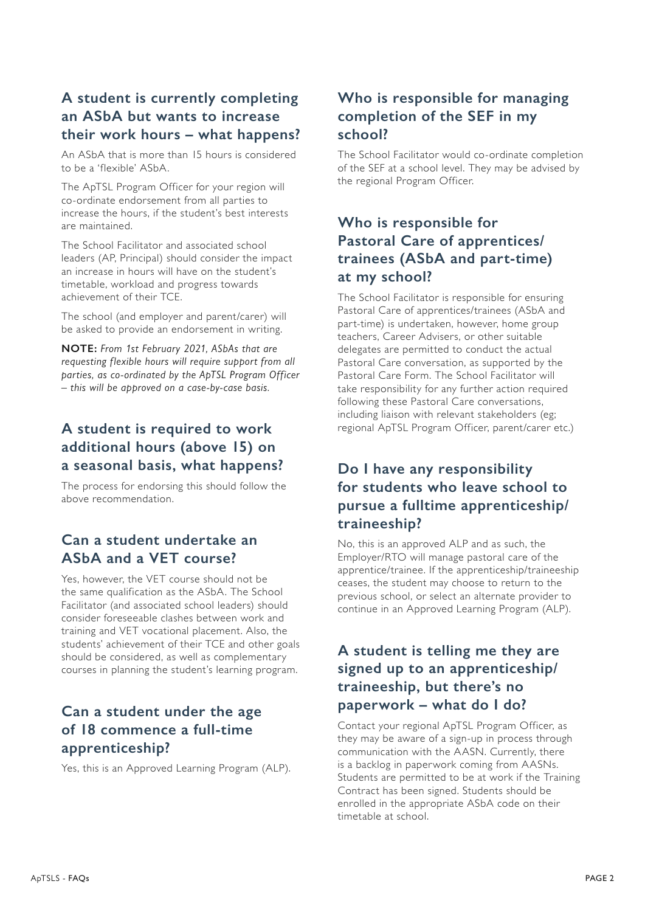## A student is currently completing an ASbA but wants to increase their work hours – what happens?

An ASbA that is more than 15 hours is considered to be a 'flexible' ASbA.

The ApTSL Program Officer for your region will co-ordinate endorsement from all parties to increase the hours, if the student's best interests are maintained.

The School Facilitator and associated school leaders (AP, Principal) should consider the impact an increase in hours will have on the student's timetable, workload and progress towards achievement of their TCE.

The school (and employer and parent/carer) will be asked to provide an endorsement in writing.

**NOTE:** *From 1st February 2021, ASbAs that are requesting flexible hours will require support from all parties, as co-ordinated by the ApTSL Program Officer – this will be approved on a case-by-case basis.*

## A student is required to work additional hours (above 15) on a seasonal basis, what happens?

The process for endorsing this should follow the above recommendation.

## Can a student undertake an ASbA and a VET course?

Yes, however, the VET course should not be the same qualification as the ASbA. The School Facilitator (and associated school leaders) should consider foreseeable clashes between work and training and VET vocational placement. Also, the students' achievement of their TCE and other goals should be considered, as well as complementary courses in planning the student's learning program.

## Can a student under the age of 18 commence a full-time apprenticeship?

Yes, this is an Approved Learning Program (ALP).

## Who is responsible for managing completion of the SEF in my school?

The School Facilitator would co-ordinate completion of the SEF at a school level. They may be advised by the regional Program Officer.

## Who is responsible for Pastoral Care of apprentices/ trainees (ASbA and part-time) at my school?

The School Facilitator is responsible for ensuring Pastoral Care of apprentices/trainees (ASbA and part-time) is undertaken, however, home group teachers, Career Advisers, or other suitable delegates are permitted to conduct the actual Pastoral Care conversation, as supported by the Pastoral Care Form. The School Facilitator will take responsibility for any further action required following these Pastoral Care conversations, including liaison with relevant stakeholders (eg; regional ApTSL Program Officer, parent/carer etc.)

## Do I have any responsibility for students who leave school to pursue a fulltime apprenticeship/ traineeship?

No, this is an approved ALP and as such, the Employer/RTO will manage pastoral care of the apprentice/trainee. If the apprenticeship/traineeship ceases, the student may choose to return to the previous school, or select an alternate provider to continue in an Approved Learning Program (ALP).

## A student is telling me they are signed up to an apprenticeship/ traineeship, but there's no paperwork – what do I do?

Contact your regional ApTSL Program Officer, as they may be aware of a sign-up in process through communication with the AASN. Currently, there is a backlog in paperwork coming from AASNs. Students are permitted to be at work if the Training Contract has been signed. Students should be enrolled in the appropriate ASbA code on their timetable at school.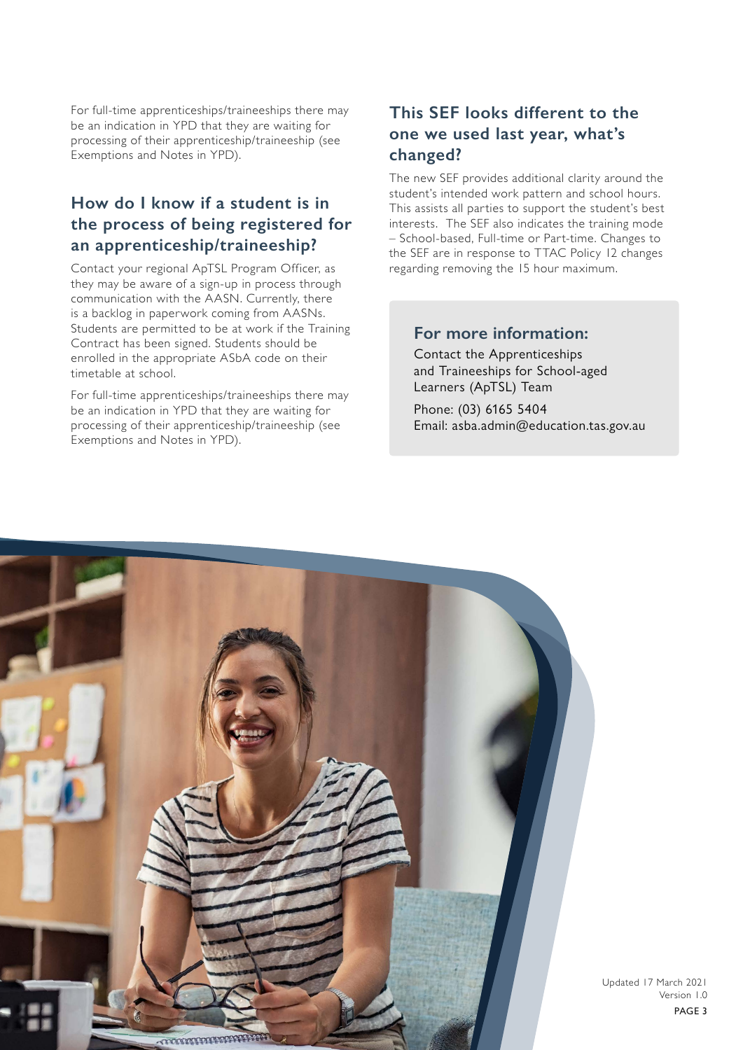For full-time apprenticeships/traineeships there may be an indication in YPD that they are waiting for processing of their apprenticeship/traineeship (see Exemptions and Notes in YPD).

## How do I know if a student is in the process of being registered for an apprenticeship/traineeship?

Contact your regional ApTSL Program Officer, as they may be aware of a sign-up in process through communication with the AASN. Currently, there is a backlog in paperwork coming from AASNs. Students are permitted to be at work if the Training Contract has been signed. Students should be enrolled in the appropriate ASbA code on their timetable at school.

For full-time apprenticeships/traineeships there may be an indication in YPD that they are waiting for processing of their apprenticeship/traineeship (see Exemptions and Notes in YPD).

## This SEF looks different to the one we used last year, what's changed?

The new SEF provides additional clarity around the student's intended work pattern and school hours. This assists all parties to support the student's best interests. The SEF also indicates the training mode – School-based, Full-time or Part-time. Changes to the SEF are in response to TTAC Policy 12 changes regarding removing the 15 hour maximum.

### For more information:

Contact the Apprenticeships and Traineeships for School-aged Learners (ApTSL) Team

Phone: (03) 6165 5404
Email: asba.admin@education.tas.gov.au

Updated 17 March 2021
Version 1.0